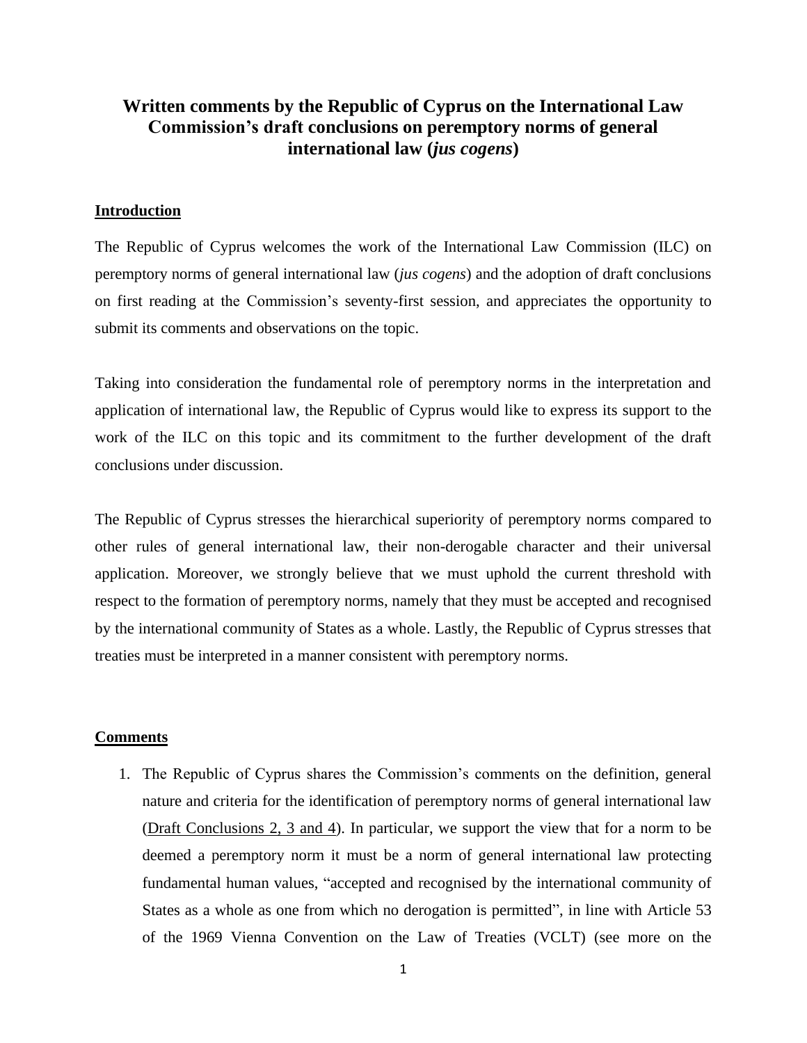# Written comments by the Republic of Cyprus on the International Law Commission's draft conclusions on peremptory norms of general international law (*jus cogens*)

## Introduction

The Republic of Cyprus welcomes the work of the International Law Commission (ILC) on peremptory norms of general international law (*jus cogens*) and the adoption of draft conclusions on first reading at the Commission's seventy-first session, and appreciates the opportunity to submit its comments and observations on the topic.

Taking into consideration the fundamental role of peremptory norms in the interpretation and application of international law, the Republic of Cyprus would like to express its support to the work of the ILC on this topic and its commitment to the further development of the draft conclusions under discussion.

The Republic of Cyprus stresses the hierarchical superiority of peremptory norms compared to other rules of general international law, their non-derogable character and their universal application. Moreover, we strongly believe that we must uphold the current threshold with respect to the formation of peremptory norms, namely that they must be accepted and recognised by the international community of States as a whole. Lastly, the Republic of Cyprus stresses that treaties must be interpreted in a manner consistent with peremptory norms.

## Comments

1. The Republic of Cyprus shares the Commission's comments on the definition, general nature and criteria for the identification of peremptory norms of general international law (<u>Draft Conclusions 2, 3 and 4</u>). In particular, we support the view that for a norm to be deemed a peremptory norm it must be a norm of general international law protecting fundamental human values, "accepted and recognised by the international community of States as a whole as one from which no derogation is permitted", in line with Article 53 of the 1969 Vienna Convention on the Law of Treaties (VCLT) (see more on the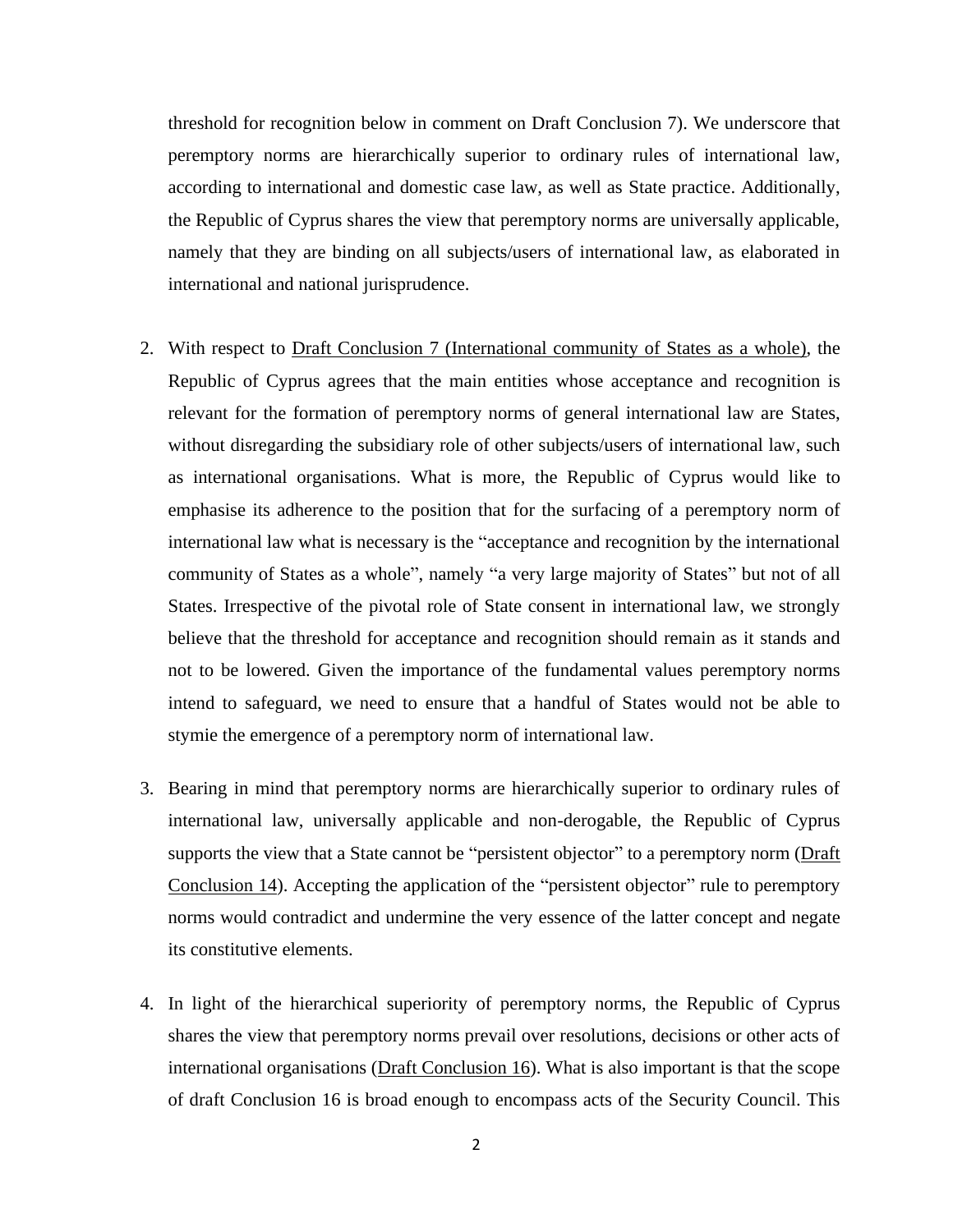threshold for recognition below in comment on Draft Conclusion 7). We underscore that peremptory norms are hierarchically superior to ordinary rules of international law, according to international and domestic case law, as well as State practice. Additionally, the Republic of Cyprus shares the view that peremptory norms are universally applicable, namely that they are binding on all subjects/users of international law, as elaborated in international and national jurisprudence.

2. With respect to Draft Conclusion 7 (International community of States as a whole), the Republic of Cyprus agrees that the main entities whose acceptance and recognition is relevant for the formation of peremptory norms of general international law are States, without disregarding the subsidiary role of other subjects/users of international law, such as international organisations. What is more, the Republic of Cyprus would like to emphasise its adherence to the position that for the surfacing of a peremptory norm of international law what is necessary is the "acceptance and recognition by the international community of States as a whole", namely "a very large majority of States" but not of all States. Irrespective of the pivotal role of State consent in international law, we strongly believe that the threshold for acceptance and recognition should remain as it stands and not to be lowered. Given the importance of the fundamental values peremptory norms intend to safeguard, we need to ensure that a handful of States would not be able to stymie the emergence of a peremptory norm of international law.

3. Bearing in mind that peremptory norms are hierarchically superior to ordinary rules of international law, universally applicable and non-derogable, the Republic of Cyprus supports the view that a State cannot be "persistent objector" to a peremptory norm (Draft Conclusion 14). Accepting the application of the "persistent objector" rule to peremptory norms would contradict and undermine the very essence of the latter concept and negate its constitutive elements.

4. In light of the hierarchical superiority of peremptory norms, the Republic of Cyprus shares the view that peremptory norms prevail over resolutions, decisions or other acts of international organisations (Draft Conclusion 16). What is also important is that the scope of draft Conclusion 16 is broad enough to encompass acts of the Security Council. This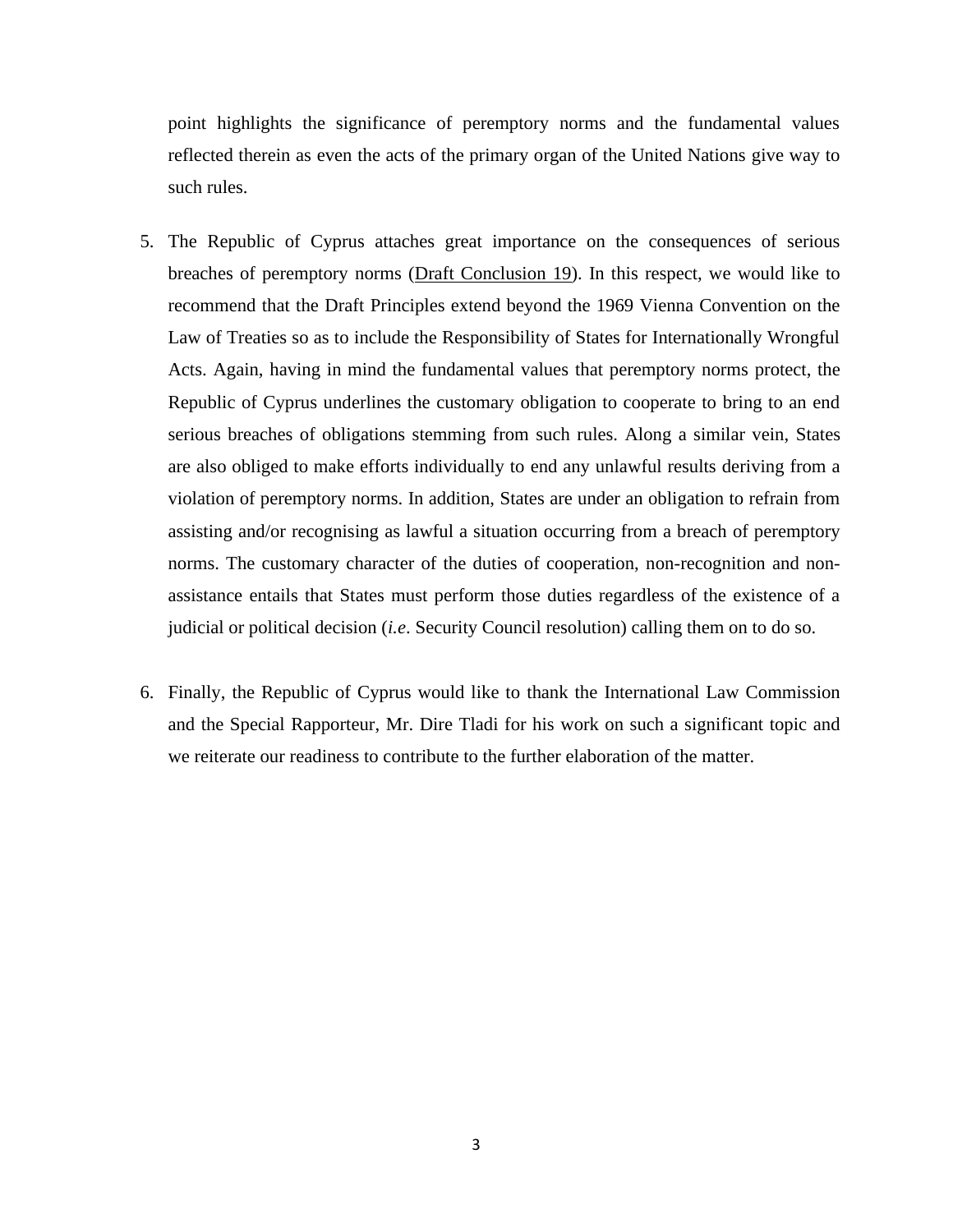point highlights the significance of peremptory norms and the fundamental values reflected therein as even the acts of the primary organ of the United Nations give way to such rules.

5. The Republic of Cyprus attaches great importance on the consequences of serious breaches of peremptory norms (Draft Conclusion 19). In this respect, we would like to recommend that the Draft Principles extend beyond the 1969 Vienna Convention on the Law of Treaties so as to include the Responsibility of States for Internationally Wrongful Acts. Again, having in mind the fundamental values that peremptory norms protect, the Republic of Cyprus underlines the customary obligation to cooperate to bring to an end serious breaches of obligations stemming from such rules. Along a similar vein, States are also obliged to make efforts individually to end any unlawful results deriving from a violation of peremptory norms. In addition, States are under an obligation to refrain from assisting and/or recognising as lawful a situation occurring from a breach of peremptory norms. The customary character of the duties of cooperation, non-recognition and non-assistance entails that States must perform those duties regardless of the existence of a judicial or political decision (*i.e*. Security Council resolution) calling them on to do so.

6. Finally, the Republic of Cyprus would like to thank the International Law Commission and the Special Rapporteur, Mr. Dire Tladi for his work on such a significant topic and we reiterate our readiness to contribute to the further elaboration of the matter.